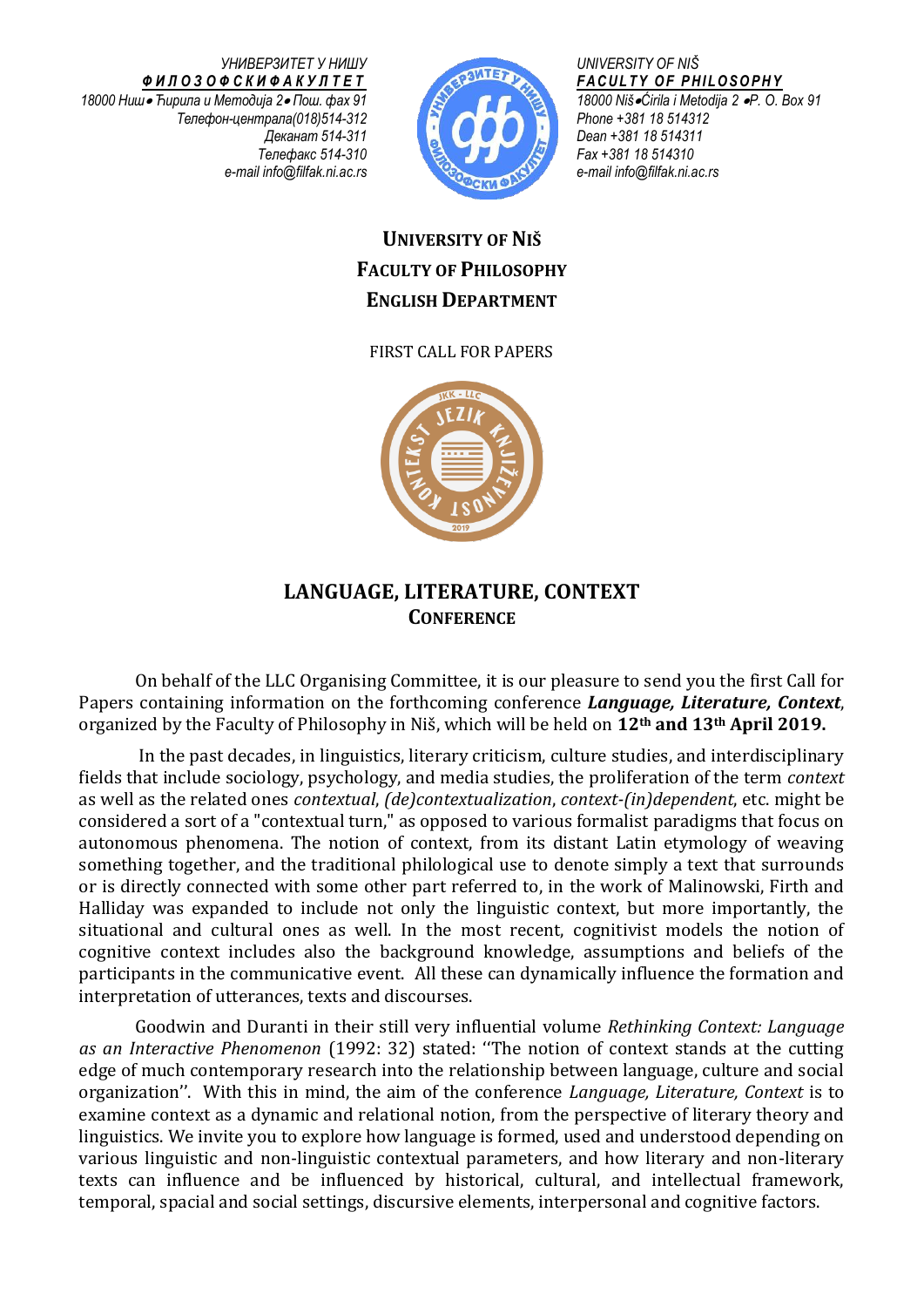УНИВЕРЗИТЕТ У НИШУ
**ФИЛОЗОФСКИ ФАКУЛТЕТ**
18000 Ниш • Ћирила и Методија 2 • Пош. фах 91
Телефон-централа(018)514-312
Деканат 514-311
Телефакс 514-310
e-mail info@filfak.ni.ac.rs

UNIVERSITY OF NIŠ
**FACULTY OF PHILOSOPHY**
18000 Niš • Ćirila i Metodija 2 • P. O. Box 91
Phone +381 18 514312
Dean +381 18 514311
Fax +381 18 514310
e-mail info@filfak.ni.ac.rs

**UNIVERSITY OF NIŠ**
**FACULTY OF PHILOSOPHY**
**ENGLISH DEPARTMENT**

FIRST CALL FOR PAPERS

# LANGUAGE, LITERATURE, CONTEXT
## CONFERENCE

On behalf of the LLC Organising Committee, it is our pleasure to send you the first Call for Papers containing information on the forthcoming conference ***Language, Literature, Context***, organized by the Faculty of Philosophy in Niš, which will be held on **12th and 13th April 2019.**

In the past decades, in linguistics, literary criticism, culture studies, and interdisciplinary fields that include sociology, psychology, and media studies, the proliferation of the term *context* as well as the related ones *contextual*, *(de)contextualization*, *context-(in)dependent*, etc. might be considered a sort of a "contextual turn," as opposed to various formalist paradigms that focus on autonomous phenomena. The notion of context, from its distant Latin etymology of weaving something together, and the traditional philological use to denote simply a text that surrounds or is directly connected with some other part referred to, in the work of Malinowski, Firth and Halliday was expanded to include not only the linguistic context, but more importantly, the situational and cultural ones as well. In the most recent, cognitivist models the notion of cognitive context includes also the background knowledge, assumptions and beliefs of the participants in the communicative event. All these can dynamically influence the formation and interpretation of utterances, texts and discourses.

Goodwin and Duranti in their still very influential volume *Rethinking Context: Language as an Interactive Phenomenon* (1992: 32) stated: ''The notion of context stands at the cutting edge of much contemporary research into the relationship between language, culture and social organization''. With this in mind, the aim of the conference *Language, Literature, Context* is to examine context as a dynamic and relational notion, from the perspective of literary theory and linguistics. We invite you to explore how language is formed, used and understood depending on various linguistic and non-linguistic contextual parameters, and how literary and non-literary texts can influence and be influenced by historical, cultural, and intellectual framework, temporal, spacial and social settings, discursive elements, interpersonal and cognitive factors.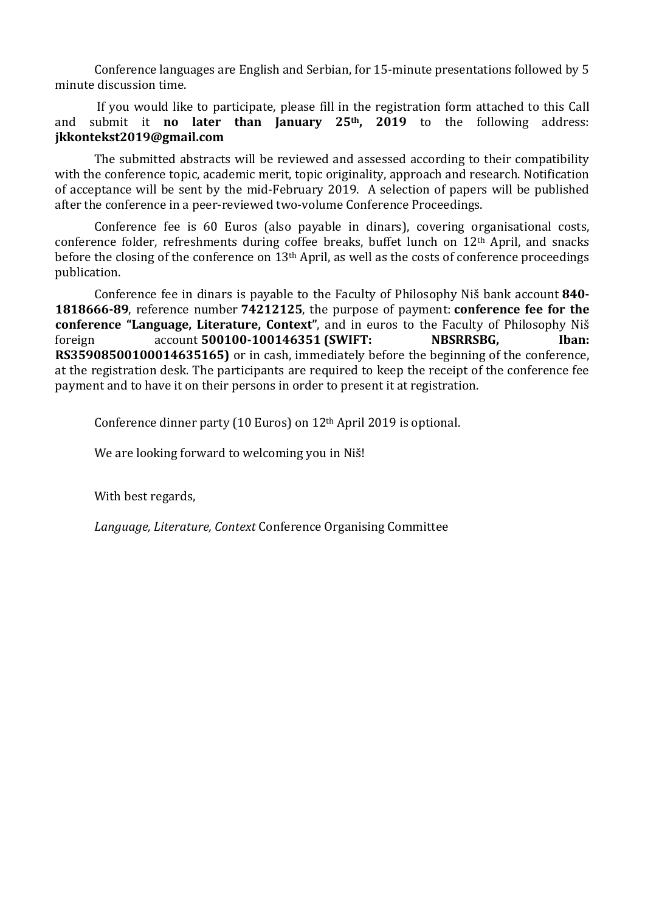Conference languages are English and Serbian, for 15-minute presentations followed by 5 minute discussion time.

If you would like to participate, please fill in the registration form attached to this Call and submit it **no later than January 25th, 2019** to the following address: **jkkontekst2019@gmail.com**

The submitted abstracts will be reviewed and assessed according to their compatibility with the conference topic, academic merit, topic originality, approach and research. Notification of acceptance will be sent by the mid-February 2019. A selection of papers will be published after the conference in a peer-reviewed two-volume Conference Proceedings.

Conference fee is 60 Euros (also payable in dinars), covering organisational costs, conference folder, refreshments during coffee breaks, buffet lunch on 12th April, and snacks before the closing of the conference on 13th April, as well as the costs of conference proceedings publication.

Conference fee in dinars is payable to the Faculty of Philosophy Niš bank account **840-1818666-89**, reference number **74212125**, the purpose of payment: **conference fee for the conference "Language, Literature, Context"**, and in euros to the Faculty of Philosophy Niš foreign account **500100-100146351 (SWIFT: NBSRRSBG, Iban: RS35908500100014635165)** or in cash, immediately before the beginning of the conference, at the registration desk. The participants are required to keep the receipt of the conference fee payment and to have it on their persons in order to present it at registration.

Conference dinner party (10 Euros) on 12th April 2019 is optional.

We are looking forward to welcoming you in Niš!

With best regards,

*Language, Literature, Context* Conference Organising Committee